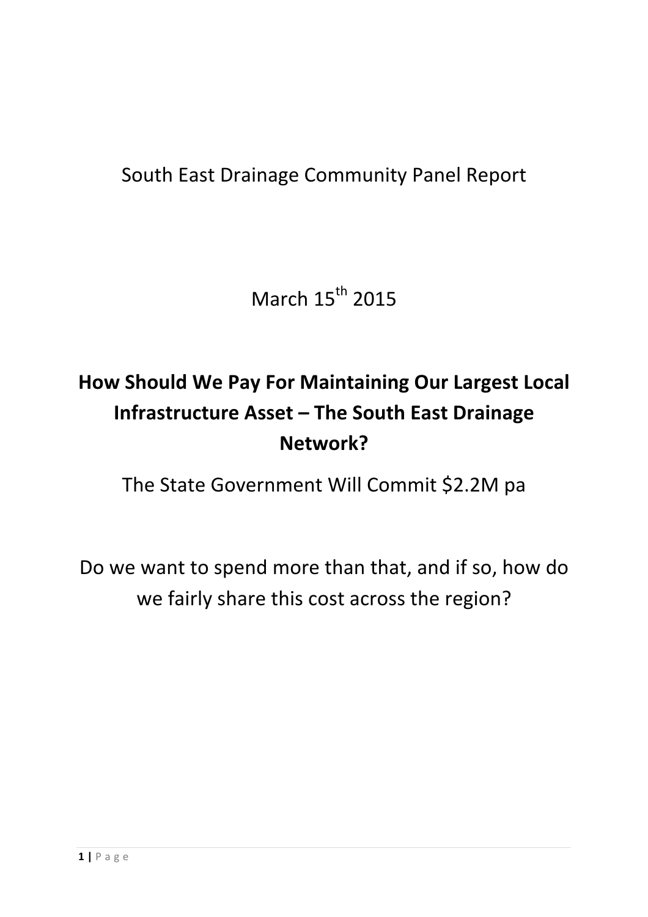South East Drainage Community Panel Report

March 15th 2015

# How Should We Pay For Maintaining Our Largest Local Infrastructure Asset – The South East Drainage Network?

The State Government Will Commit $2.2M pa

Do we want to spend more than that, and if so, how do we fairly share this cost across the region?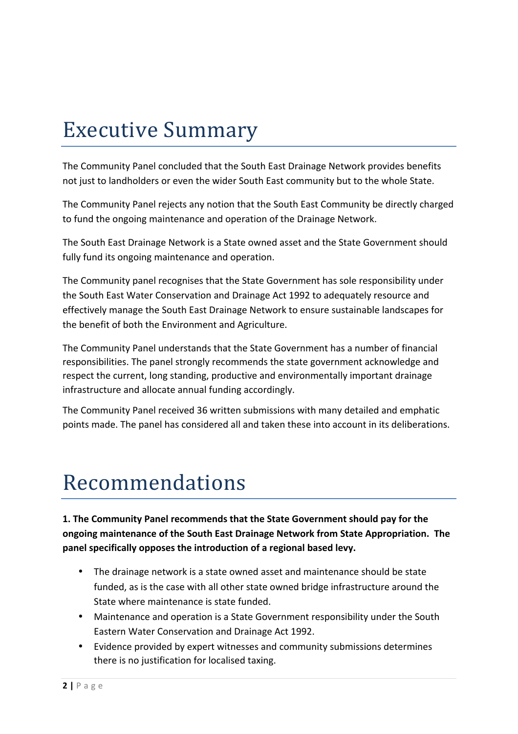# Executive Summary

The Community Panel concluded that the South East Drainage Network provides benefits not just to landholders or even the wider South East community but to the whole State.

The Community Panel rejects any notion that the South East Community be directly charged to fund the ongoing maintenance and operation of the Drainage Network.

The South East Drainage Network is a State owned asset and the State Government should fully fund its ongoing maintenance and operation.

The Community panel recognises that the State Government has sole responsibility under the South East Water Conservation and Drainage Act 1992 to adequately resource and effectively manage the South East Drainage Network to ensure sustainable landscapes for the benefit of both the Environment and Agriculture.

The Community Panel understands that the State Government has a number of financial responsibilities. The panel strongly recommends the state government acknowledge and respect the current, long standing, productive and environmentally important drainage infrastructure and allocate annual funding accordingly.

The Community Panel received 36 written submissions with many detailed and emphatic points made. The panel has considered all and taken these into account in its deliberations.

# Recommendations

**1. The Community Panel recommends that the State Government should pay for the ongoing maintenance of the South East Drainage Network from State Appropriation. The panel specifically opposes the introduction of a regional based levy.**

- The drainage network is a state owned asset and maintenance should be state funded, as is the case with all other state owned bridge infrastructure around the State where maintenance is state funded.
- Maintenance and operation is a State Government responsibility under the South Eastern Water Conservation and Drainage Act 1992.
- Evidence provided by expert witnesses and community submissions determines there is no justification for localised taxing.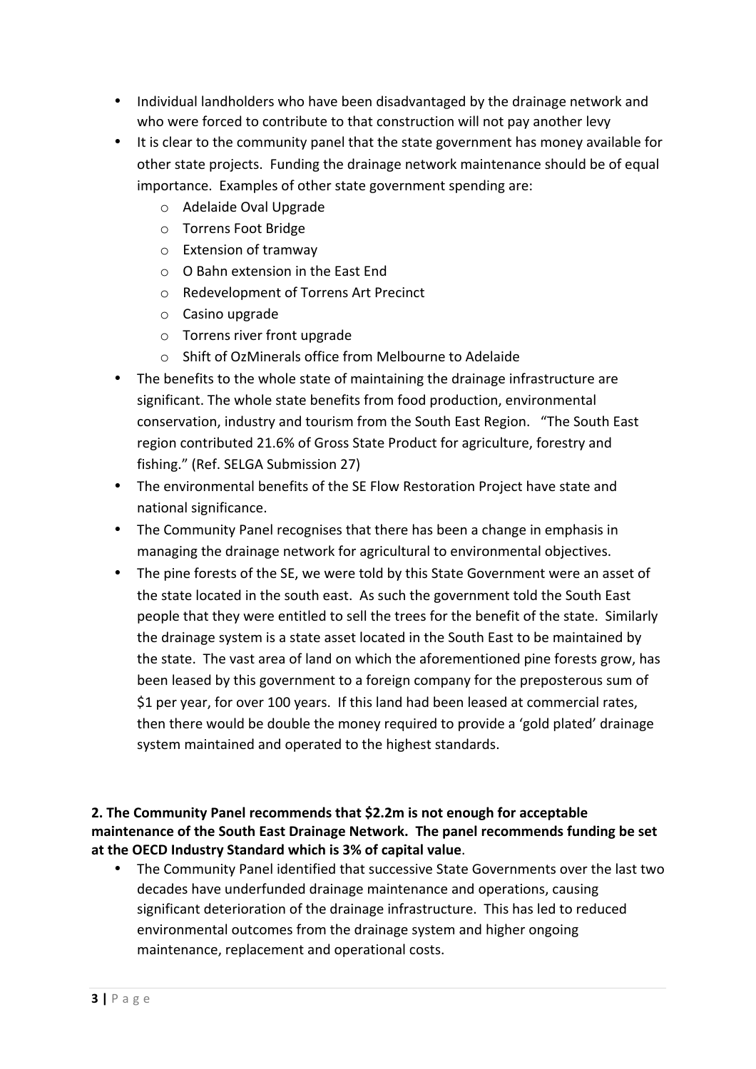- Individual landholders who have been disadvantaged by the drainage network and who were forced to contribute to that construction will not pay another levy
- It is clear to the community panel that the state government has money available for other state projects. Funding the drainage network maintenance should be of equal importance. Examples of other state government spending are:
  - Adelaide Oval Upgrade
  - Torrens Foot Bridge
  - Extension of tramway
  - O Bahn extension in the East End
  - Redevelopment of Torrens Art Precinct
  - Casino upgrade
  - Torrens river front upgrade
  - Shift of OzMinerals office from Melbourne to Adelaide
- The benefits to the whole state of maintaining the drainage infrastructure are significant. The whole state benefits from food production, environmental conservation, industry and tourism from the South East Region. "The South East region contributed 21.6% of Gross State Product for agriculture, forestry and fishing." (Ref. SELGA Submission 27)
- The environmental benefits of the SE Flow Restoration Project have state and national significance.
- The Community Panel recognises that there has been a change in emphasis in managing the drainage network for agricultural to environmental objectives.
- The pine forests of the SE, we were told by this State Government were an asset of the state located in the south east. As such the government told the South East people that they were entitled to sell the trees for the benefit of the state. Similarly the drainage system is a state asset located in the South East to be maintained by the state. The vast area of land on which the aforementioned pine forests grow, has been leased by this government to a foreign company for the preposterous sum of $1 per year, for over 100 years. If this land had been leased at commercial rates, then there would be double the money required to provide a 'gold plated' drainage system maintained and operated to the highest standards.

**2. The Community Panel recommends that $2.2m is not enough for acceptable maintenance of the South East Drainage Network. The panel recommends funding be set at the OECD Industry Standard which is 3% of capital value**.

- The Community Panel identified that successive State Governments over the last two decades have underfunded drainage maintenance and operations, causing significant deterioration of the drainage infrastructure. This has led to reduced environmental outcomes from the drainage system and higher ongoing maintenance, replacement and operational costs.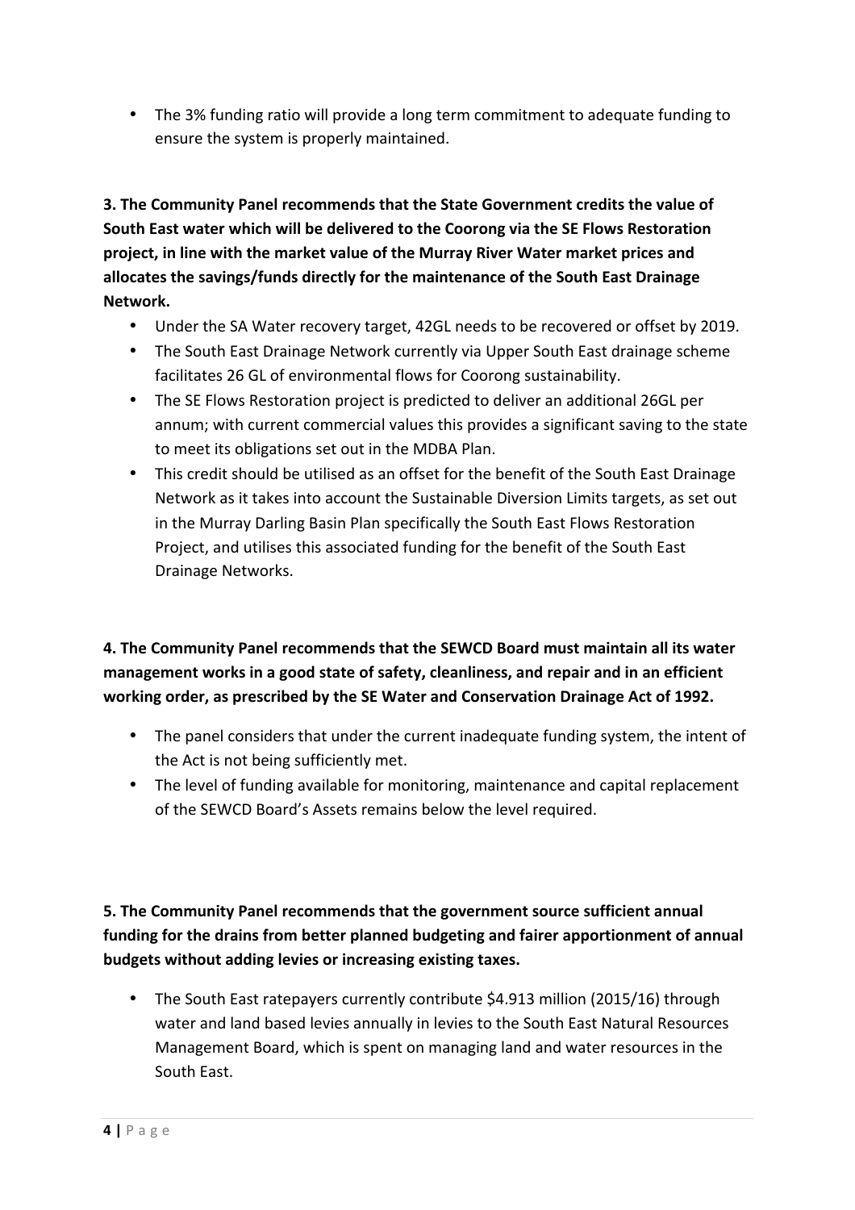- The 3% funding ratio will provide a long term commitment to adequate funding to ensure the system is properly maintained.

**3. The Community Panel recommends that the State Government credits the value of South East water which will be delivered to the Coorong via the SE Flows Restoration project, in line with the market value of the Murray River Water market prices and allocates the savings/funds directly for the maintenance of the South East Drainage Network.**

- Under the SA Water recovery target, 42GL needs to be recovered or offset by 2019.
- The South East Drainage Network currently via Upper South East drainage scheme facilitates 26 GL of environmental flows for Coorong sustainability.
- The SE Flows Restoration project is predicted to deliver an additional 26GL per annum; with current commercial values this provides a significant saving to the state to meet its obligations set out in the MDBA Plan.
- This credit should be utilised as an offset for the benefit of the South East Drainage Network as it takes into account the Sustainable Diversion Limits targets, as set out in the Murray Darling Basin Plan specifically the South East Flows Restoration Project, and utilises this associated funding for the benefit of the South East Drainage Networks.

**4. The Community Panel recommends that the SEWCD Board must maintain all its water management works in a good state of safety, cleanliness, and repair and in an efficient working order, as prescribed by the SE Water and Conservation Drainage Act of 1992.**

- The panel considers that under the current inadequate funding system, the intent of the Act is not being sufficiently met.
- The level of funding available for monitoring, maintenance and capital replacement of the SEWCD Board's Assets remains below the level required.

**5. The Community Panel recommends that the government source sufficient annual funding for the drains from better planned budgeting and fairer apportionment of annual budgets without adding levies or increasing existing taxes.**

- The South East ratepayers currently contribute $4.913 million (2015/16) through water and land based levies annually in levies to the South East Natural Resources Management Board, which is spent on managing land and water resources in the South East.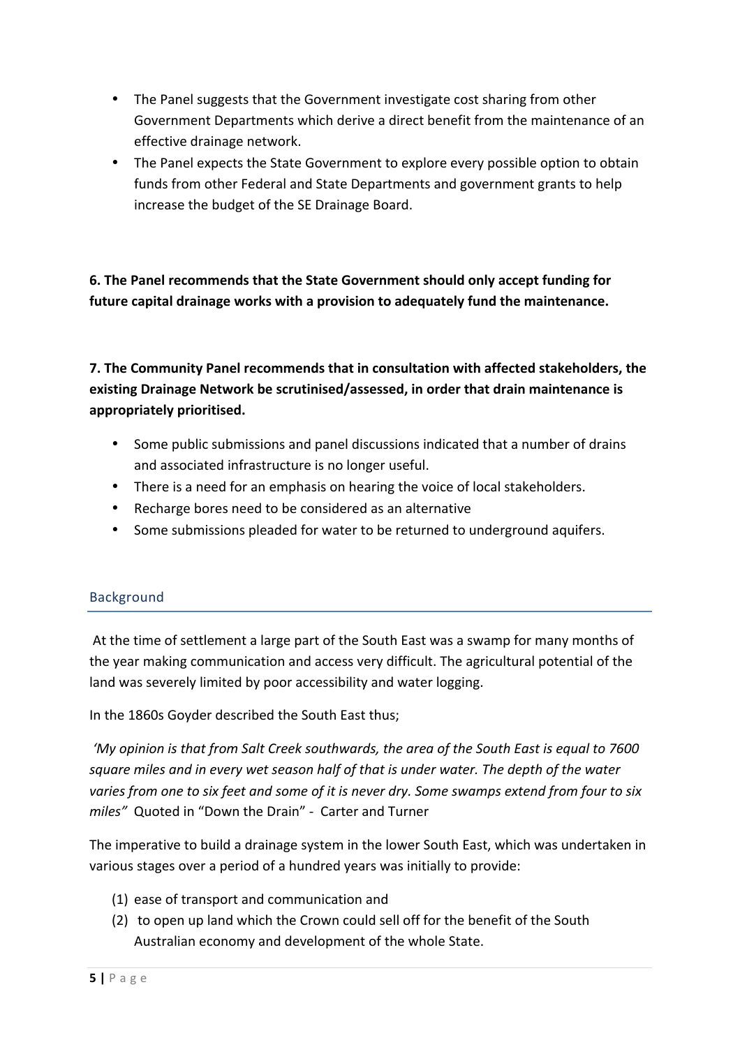- The Panel suggests that the Government investigate cost sharing from other Government Departments which derive a direct benefit from the maintenance of an effective drainage network.
- The Panel expects the State Government to explore every possible option to obtain funds from other Federal and State Departments and government grants to help increase the budget of the SE Drainage Board.

**6. The Panel recommends that the State Government should only accept funding for future capital drainage works with a provision to adequately fund the maintenance.**

**7. The Community Panel recommends that in consultation with affected stakeholders, the existing Drainage Network be scrutinised/assessed, in order that drain maintenance is appropriately prioritised.**

- Some public submissions and panel discussions indicated that a number of drains and associated infrastructure is no longer useful.
- There is a need for an emphasis on hearing the voice of local stakeholders.
- Recharge bores need to be considered as an alternative
- Some submissions pleaded for water to be returned to underground aquifers.

## Background

At the time of settlement a large part of the South East was a swamp for many months of the year making communication and access very difficult. The agricultural potential of the land was severely limited by poor accessibility and water logging.

In the 1860s Goyder described the South East thus;

*'My opinion is that from Salt Creek southwards, the area of the South East is equal to 7600 square miles and in every wet season half of that is under water. The depth of the water varies from one to six feet and some of it is never dry. Some swamps extend from four to six miles"* Quoted in "Down the Drain" - Carter and Turner

The imperative to build a drainage system in the lower South East, which was undertaken in various stages over a period of a hundred years was initially to provide:

(1) ease of transport and communication and
(2) to open up land which the Crown could sell off for the benefit of the South Australian economy and development of the whole State.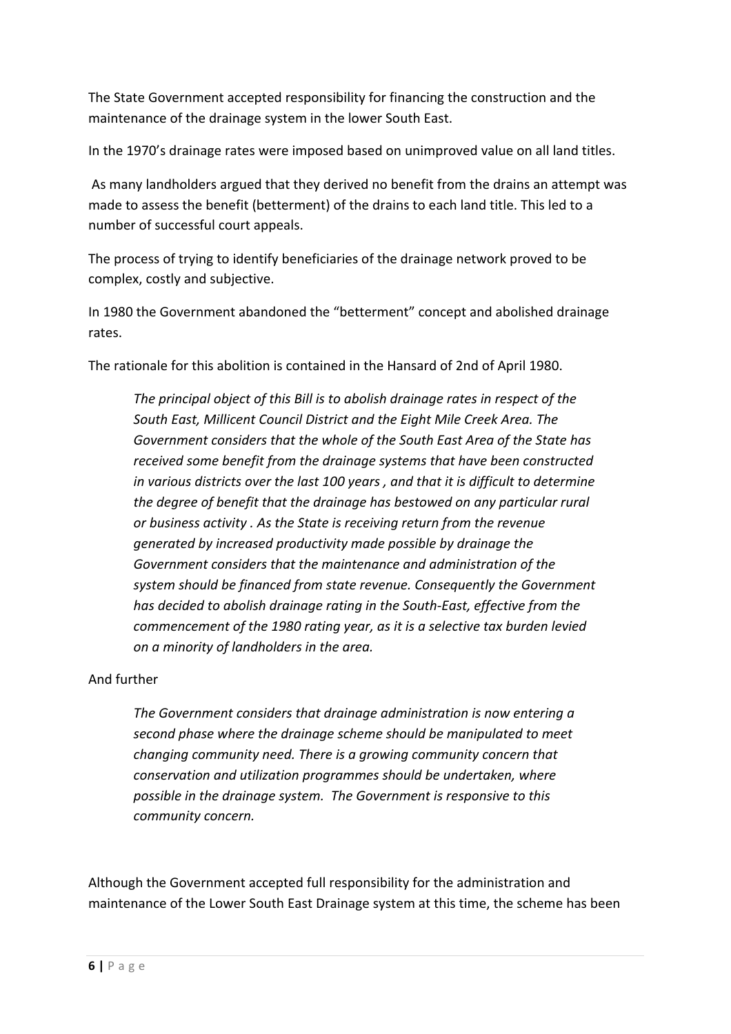The State Government accepted responsibility for financing the construction and the maintenance of the drainage system in the lower South East.

In the 1970's drainage rates were imposed based on unimproved value on all land titles.

As many landholders argued that they derived no benefit from the drains an attempt was made to assess the benefit (betterment) of the drains to each land title. This led to a number of successful court appeals.

The process of trying to identify beneficiaries of the drainage network proved to be complex, costly and subjective.

In 1980 the Government abandoned the "betterment" concept and abolished drainage rates.

The rationale for this abolition is contained in the Hansard of 2nd of April 1980.

> *The principal object of this Bill is to abolish drainage rates in respect of the South East, Millicent Council District and the Eight Mile Creek Area. The Government considers that the whole of the South East Area of the State has received some benefit from the drainage systems that have been constructed in various districts over the last 100 years , and that it is difficult to determine the degree of benefit that the drainage has bestowed on any particular rural or business activity . As the State is receiving return from the revenue generated by increased productivity made possible by drainage the Government considers that the maintenance and administration of the system should be financed from state revenue. Consequently the Government has decided to abolish drainage rating in the South-East, effective from the commencement of the 1980 rating year, as it is a selective tax burden levied on a minority of landholders in the area.*

And further

> *The Government considers that drainage administration is now entering a second phase where the drainage scheme should be manipulated to meet changing community need. There is a growing community concern that conservation and utilization programmes should be undertaken, where possible in the drainage system. The Government is responsive to this community concern.*

Although the Government accepted full responsibility for the administration and maintenance of the Lower South East Drainage system at this time, the scheme has been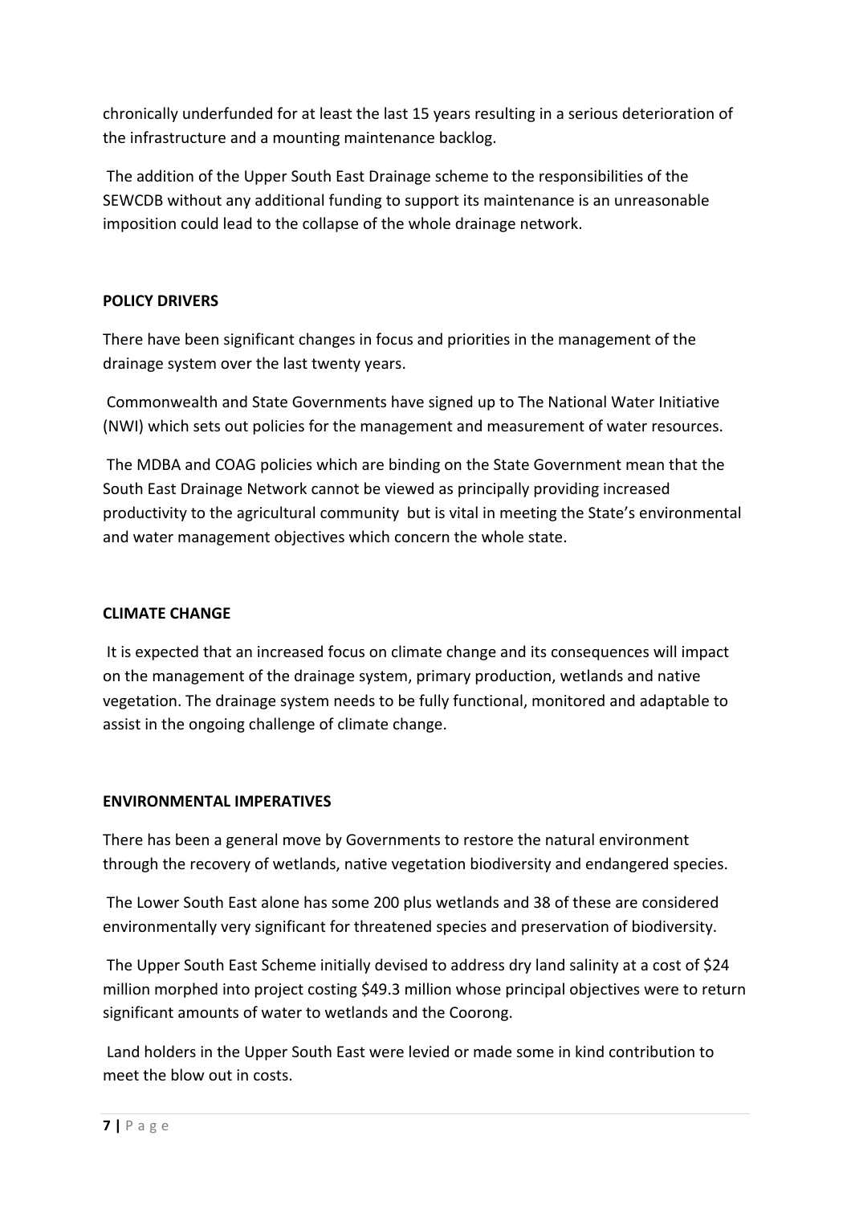chronically underfunded for at least the last 15 years resulting in a serious deterioration of the infrastructure and a mounting maintenance backlog.

The addition of the Upper South East Drainage scheme to the responsibilities of the SEWCDB without any additional funding to support its maintenance is an unreasonable imposition could lead to the collapse of the whole drainage network.

**POLICY DRIVERS**

There have been significant changes in focus and priorities in the management of the drainage system over the last twenty years.

Commonwealth and State Governments have signed up to The National Water Initiative (NWI) which sets out policies for the management and measurement of water resources.

The MDBA and COAG policies which are binding on the State Government mean that the South East Drainage Network cannot be viewed as principally providing increased productivity to the agricultural community but is vital in meeting the State's environmental and water management objectives which concern the whole state.

**CLIMATE CHANGE**

It is expected that an increased focus on climate change and its consequences will impact on the management of the drainage system, primary production, wetlands and native vegetation. The drainage system needs to be fully functional, monitored and adaptable to assist in the ongoing challenge of climate change.

**ENVIRONMENTAL IMPERATIVES**

There has been a general move by Governments to restore the natural environment through the recovery of wetlands, native vegetation biodiversity and endangered species.

The Lower South East alone has some 200 plus wetlands and 38 of these are considered environmentally very significant for threatened species and preservation of biodiversity.

The Upper South East Scheme initially devised to address dry land salinity at a cost of $24 million morphed into project costing $49.3 million whose principal objectives were to return significant amounts of water to wetlands and the Coorong.

Land holders in the Upper South East were levied or made some in kind contribution to meet the blow out in costs.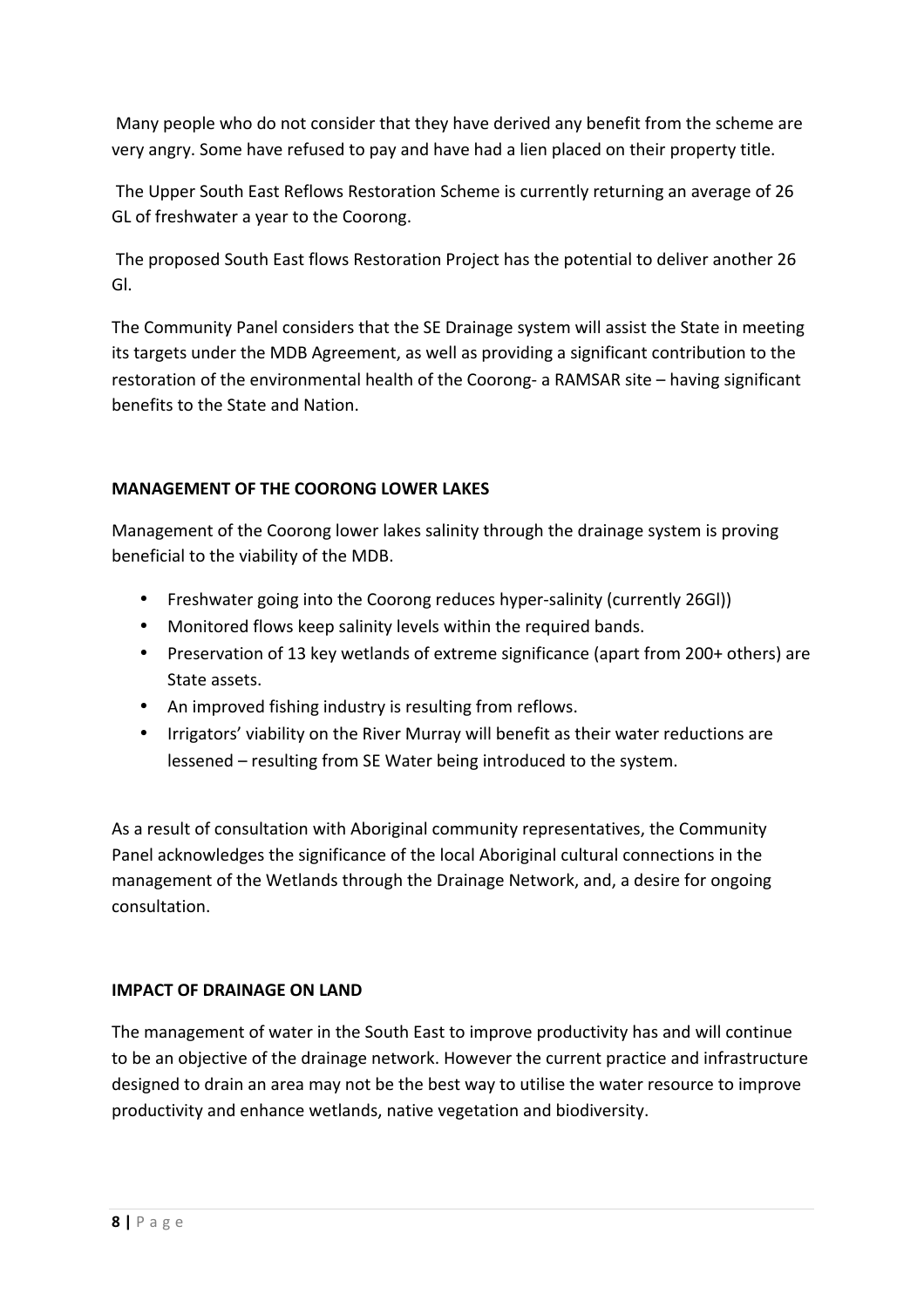Many people who do not consider that they have derived any benefit from the scheme are very angry. Some have refused to pay and have had a lien placed on their property title.

The Upper South East Reflows Restoration Scheme is currently returning an average of 26 GL of freshwater a year to the Coorong.

The proposed South East flows Restoration Project has the potential to deliver another 26 Gl.

The Community Panel considers that the SE Drainage system will assist the State in meeting its targets under the MDB Agreement, as well as providing a significant contribution to the restoration of the environmental health of the Coorong- a RAMSAR site – having significant benefits to the State and Nation.

**MANAGEMENT OF THE COORONG LOWER LAKES**

Management of the Coorong lower lakes salinity through the drainage system is proving beneficial to the viability of the MDB.

- Freshwater going into the Coorong reduces hyper-salinity (currently 26Gl))
- Monitored flows keep salinity levels within the required bands.
- Preservation of 13 key wetlands of extreme significance (apart from 200+ others) are State assets.
- An improved fishing industry is resulting from reflows.
- Irrigators' viability on the River Murray will benefit as their water reductions are lessened – resulting from SE Water being introduced to the system.

As a result of consultation with Aboriginal community representatives, the Community Panel acknowledges the significance of the local Aboriginal cultural connections in the management of the Wetlands through the Drainage Network, and, a desire for ongoing consultation.

**IMPACT OF DRAINAGE ON LAND**

The management of water in the South East to improve productivity has and will continue to be an objective of the drainage network. However the current practice and infrastructure designed to drain an area may not be the best way to utilise the water resource to improve productivity and enhance wetlands, native vegetation and biodiversity.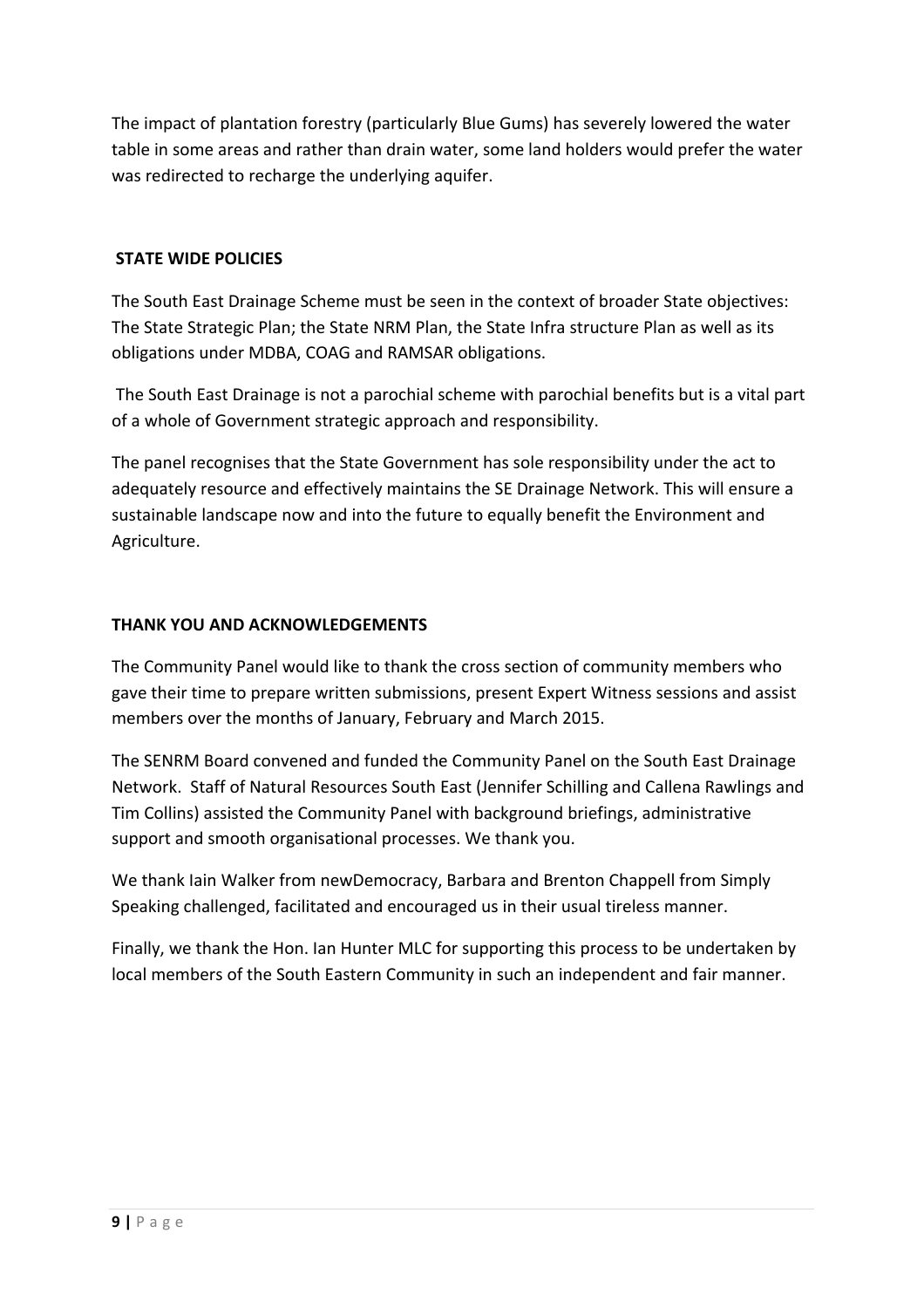The impact of plantation forestry (particularly Blue Gums) has severely lowered the water table in some areas and rather than drain water, some land holders would prefer the water was redirected to recharge the underlying aquifer.

## STATE WIDE POLICIES

The South East Drainage Scheme must be seen in the context of broader State objectives: The State Strategic Plan; the State NRM Plan, the State Infra structure Plan as well as its obligations under MDBA, COAG and RAMSAR obligations.

The South East Drainage is not a parochial scheme with parochial benefits but is a vital part of a whole of Government strategic approach and responsibility.

The panel recognises that the State Government has sole responsibility under the act to adequately resource and effectively maintains the SE Drainage Network. This will ensure a sustainable landscape now and into the future to equally benefit the Environment and Agriculture.

## THANK YOU AND ACKNOWLEDGEMENTS

The Community Panel would like to thank the cross section of community members who gave their time to prepare written submissions, present Expert Witness sessions and assist members over the months of January, February and March 2015.

The SENRM Board convened and funded the Community Panel on the South East Drainage Network. Staff of Natural Resources South East (Jennifer Schilling and Callena Rawlings and Tim Collins) assisted the Community Panel with background briefings, administrative support and smooth organisational processes. We thank you.

We thank Iain Walker from newDemocracy, Barbara and Brenton Chappell from Simply Speaking challenged, facilitated and encouraged us in their usual tireless manner.

Finally, we thank the Hon. Ian Hunter MLC for supporting this process to be undertaken by local members of the South Eastern Community in such an independent and fair manner.